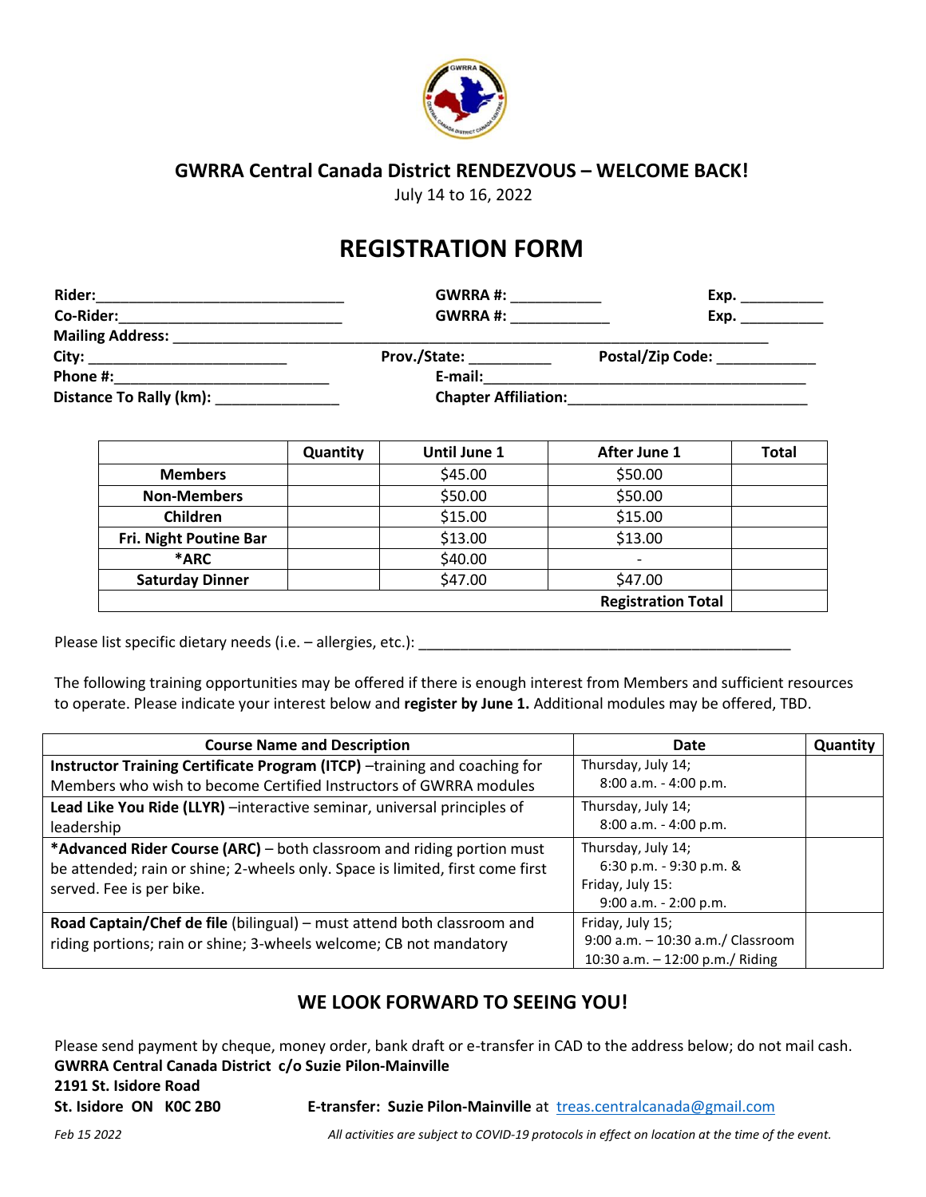## GWRRA Central Canada District RENDEZVOUS – WELCOME BACK!

July 14 to 16, 2022

# REGISTRATION FORM

**Rider:**______________________________ **GWRRA #:** ___________ **Exp.** __________

**Co-Rider:**___________________________ **GWRRA #:** ____________ **Exp.** __________

**Mailing Address:** ___________________________________________________________

**City:** _______________________ **Prov./State:** _________ **Postal/Zip Code:** ____________

**Phone #:**________________________ **E-mail:**________________________________________

**Distance To Rally (km):** _______________ **Chapter Affiliation:**____________________________

| | Quantity | Until June 1 | After June 1 | Total |
|---|---|---|---|---|
| **Members** | | $45.00 | $50.00 | |
| **Non-Members** | | $50.00 | $50.00 | |
| **Children** | | $15.00 | $15.00 | |
| **Fri. Night Poutine Bar** | | $13.00 | $13.00 | |
| ***ARC** | | $40.00 | - | |
| **Saturday Dinner** | | $47.00 | $47.00 | |
| | | | **Registration Total** | |

Please list specific dietary needs (i.e. – allergies, etc.): _______________________________________________

The following training opportunities may be offered if there is enough interest from Members and sufficient resources to operate. Please indicate your interest below and **register by June 1.** Additional modules may be offered, TBD.

| Course Name and Description | Date | Quantity |
|---|---|---|
| **Instructor Training Certificate Program (ITCP)** –training and coaching for Members who wish to become Certified Instructors of GWRRA modules | Thursday, July 14; 8:00 a.m. - 4:00 p.m. | |
| **Lead Like You Ride (LLYR)** –interactive seminar, universal principles of leadership | Thursday, July 14; 8:00 a.m. - 4:00 p.m. | |
| ***Advanced Rider Course (ARC)** – both classroom and riding portion must be attended; rain or shine; 2-wheels only. Space is limited, first come first served. Fee is per bike. | Thursday, July 14; 6:30 p.m. - 9:30 p.m. & Friday, July 15: 9:00 a.m. - 2:00 p.m. | |
| **Road Captain/Chef de file** (bilingual) – must attend both classroom and riding portions; rain or shine; 3-wheels welcome; CB not mandatory | Friday, July 15; 9:00 a.m. – 10:30 a.m./ Classroom 10:30 a.m. – 12:00 p.m./ Riding | |

## WE LOOK FORWARD TO SEEING YOU!

Please send payment by cheque, money order, bank draft or e-transfer in CAD to the address below; do not mail cash.

**GWRRA Central Canada District c/o Suzie Pilon-Mainville**
**2191 St. Isidore Road**
**St. Isidore ON K0C 2B0**

**E-transfer: Suzie Pilon-Mainville** at treas.centralcanada@gmail.com

*Feb 15 2022*

*All activities are subject to COVID-19 protocols in effect on location at the time of the event.*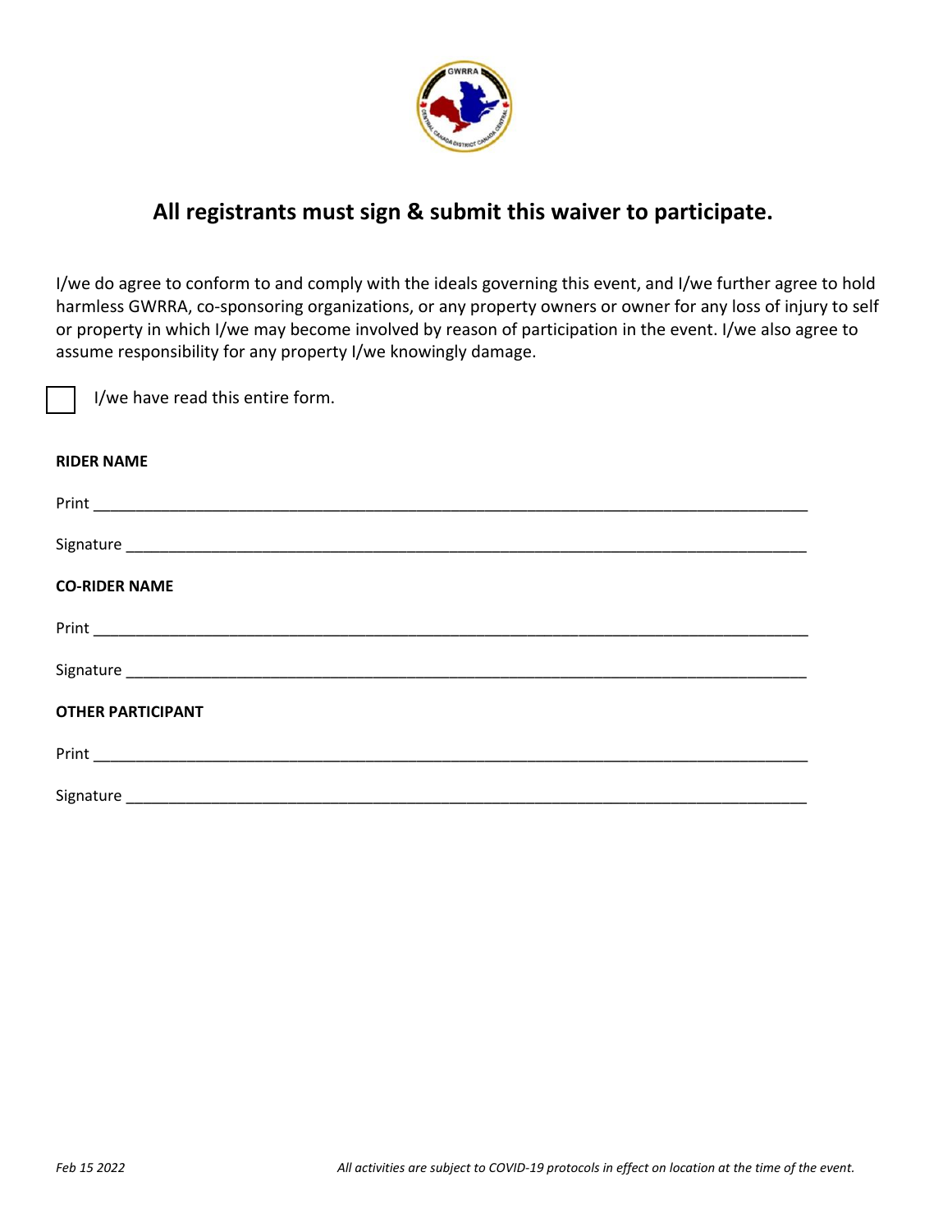## All registrants must sign & submit this waiver to participate.

I/we do agree to conform to and comply with the ideals governing this event, and I/we further agree to hold harmless GWRRA, co-sponsoring organizations, or any property owners or owner for any loss of injury to self or property in which I/we may become involved by reason of participation in the event. I/we also agree to assume responsibility for any property I/we knowingly damage.

☐ I/we have read this entire form.

**RIDER NAME**

Print ___________________________________________________________________________

Signature _______________________________________________________________________

**CO-RIDER NAME**

Print ___________________________________________________________________________

Signature _______________________________________________________________________

**OTHER PARTICIPANT**

Print ___________________________________________________________________________

Signature _______________________________________________________________________

*Feb 15 2022*

*All activities are subject to COVID-19 protocols in effect on location at the time of the event.*